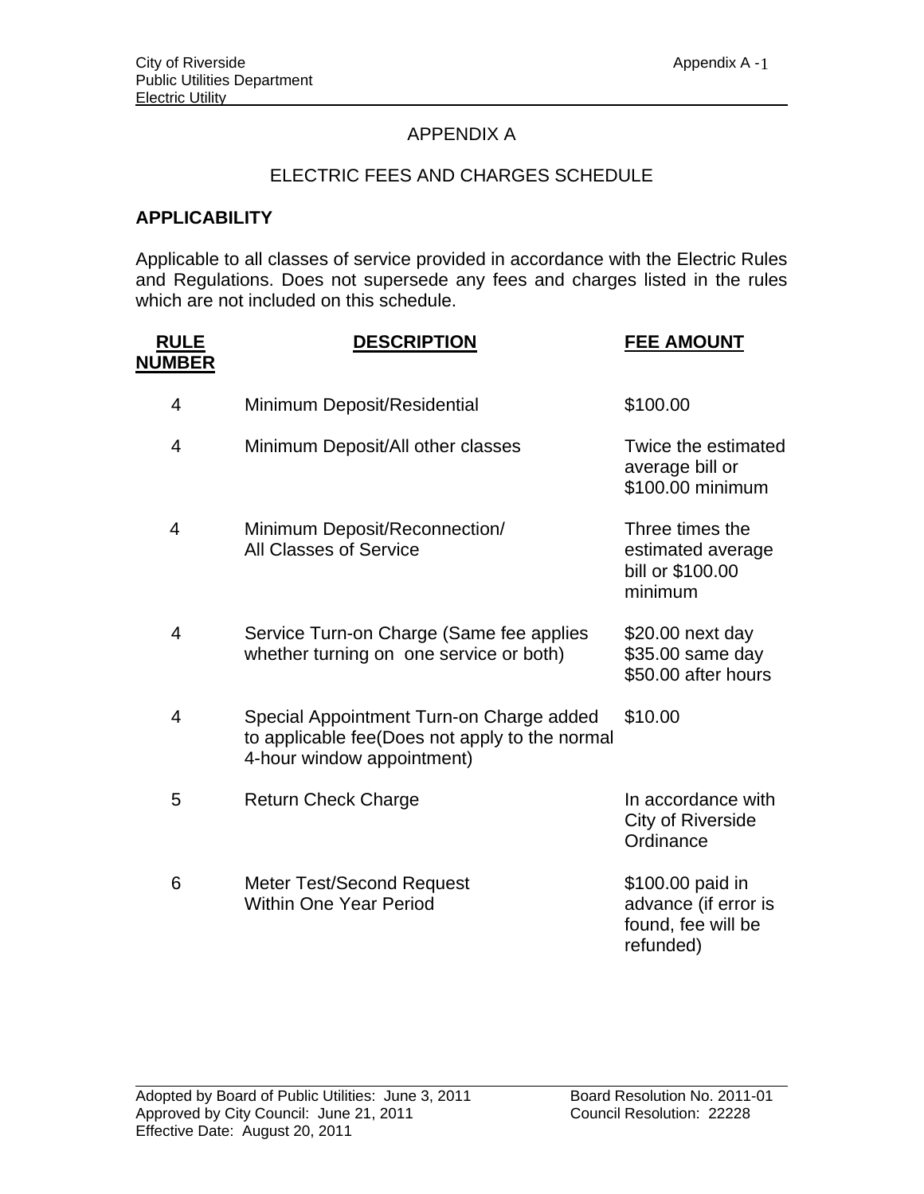# APPENDIX A

## ELECTRIC FEES AND CHARGES SCHEDULE

### APPLICABILITY

Applicable to all classes of service provided in accordance with the Electric Rules and Regulations. Does not supersede any fees and charges listed in the rules which are not included on this schedule.

| RULE NUMBER | DESCRIPTION | FEE AMOUNT |
|---|---|---|
| 4 | Minimum Deposit/Residential | $100.00 |
| 4 | Minimum Deposit/All other classes | Twice the estimated average bill or $100.00 minimum |
| 4 | Minimum Deposit/Reconnection/ All Classes of Service | Three times the estimated average bill or $100.00 minimum |
| 4 | Service Turn-on Charge (Same fee applies whether turning on one service or both) | $20.00 next day<br>$35.00 same day<br>$50.00 after hours |
| 4 | Special Appointment Turn-on Charge added to applicable fee(Does not apply to the normal 4-hour window appointment) | $10.00 |
| 5 | Return Check Charge | In accordance with City of Riverside Ordinance |
| 6 | Meter Test/Second Request Within One Year Period | $100.00 paid in advance (if error is found, fee will be refunded) |

Adopted by Board of Public Utilities: June 3, 2011 Board Resolution No. 2011-01
Approved by City Council: June 21, 2011 Council Resolution: 22228
Effective Date: August 20, 2011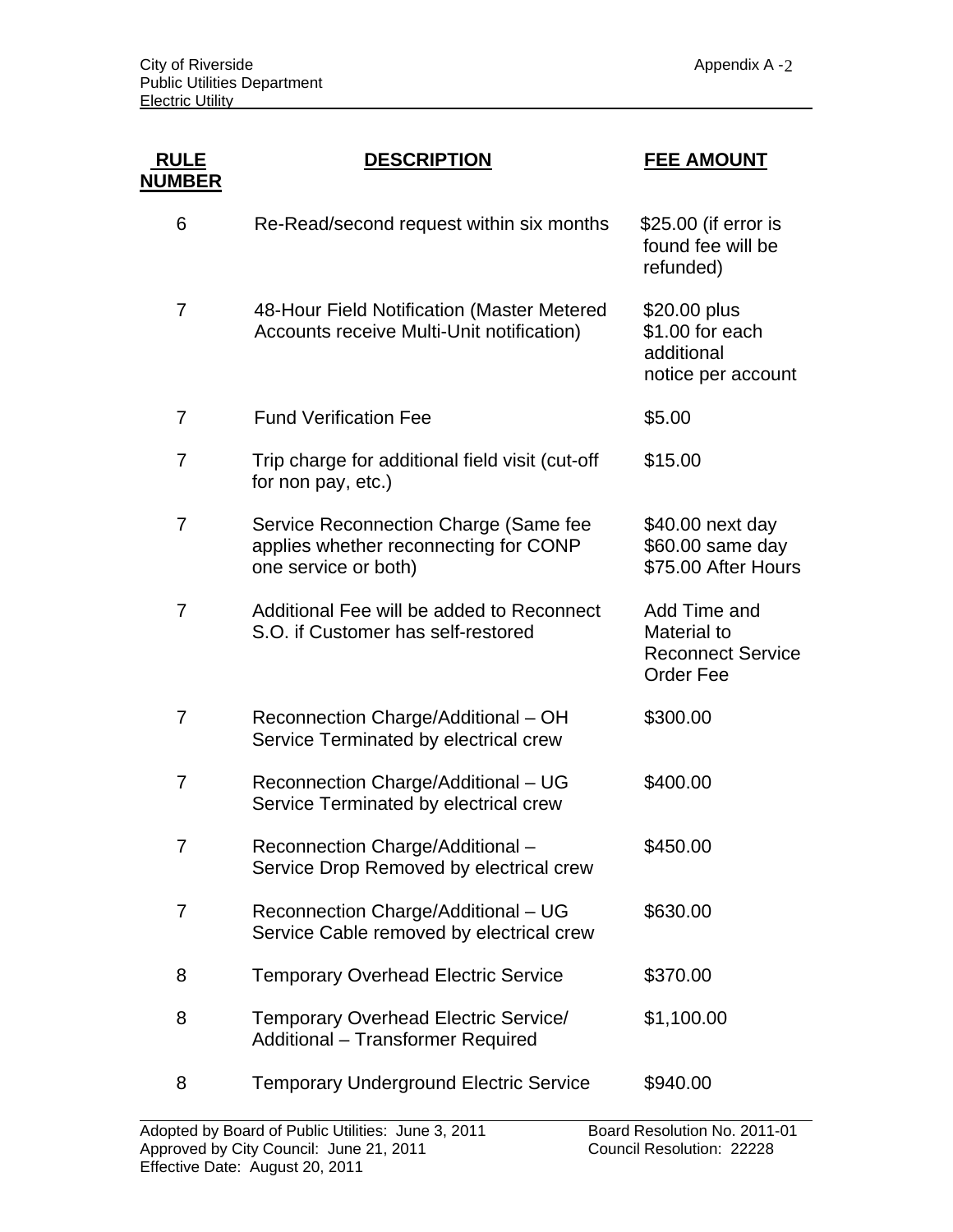| RULE NUMBER | DESCRIPTION | FEE AMOUNT |
|---|---|---|
| 6 | Re-Read/second request within six months | $25.00 (if error is found fee will be refunded) |
| 7 | 48-Hour Field Notification (Master Metered Accounts receive Multi-Unit notification) | $20.00 plus $1.00 for each additional notice per account |
| 7 | Fund Verification Fee | $5.00 |
| 7 | Trip charge for additional field visit (cut-off for non pay, etc.) | $15.00 |
| 7 | Service Reconnection Charge (Same fee applies whether reconnecting for CONP one service or both) | $40.00 next day<br>$60.00 same day<br>$75.00 After Hours |
| 7 | Additional Fee will be added to Reconnect S.O. if Customer has self-restored | Add Time and Material to Reconnect Service Order Fee |
| 7 | Reconnection Charge/Additional – OH Service Terminated by electrical crew | $300.00 |
| 7 | Reconnection Charge/Additional – UG Service Terminated by electrical crew | $400.00 |
| 7 | Reconnection Charge/Additional – Service Drop Removed by electrical crew | $450.00 |
| 7 | Reconnection Charge/Additional – UG Service Cable removed by electrical crew | $630.00 |
| 8 | Temporary Overhead Electric Service | $370.00 |
| 8 | Temporary Overhead Electric Service/ Additional – Transformer Required | $1,100.00 |
| 8 | Temporary Underground Electric Service | $940.00 |

Adopted by Board of Public Utilities: June 3, 2011 Board Resolution No. 2011-01
Approved by City Council: June 21, 2011 Council Resolution: 22228
Effective Date: August 20, 2011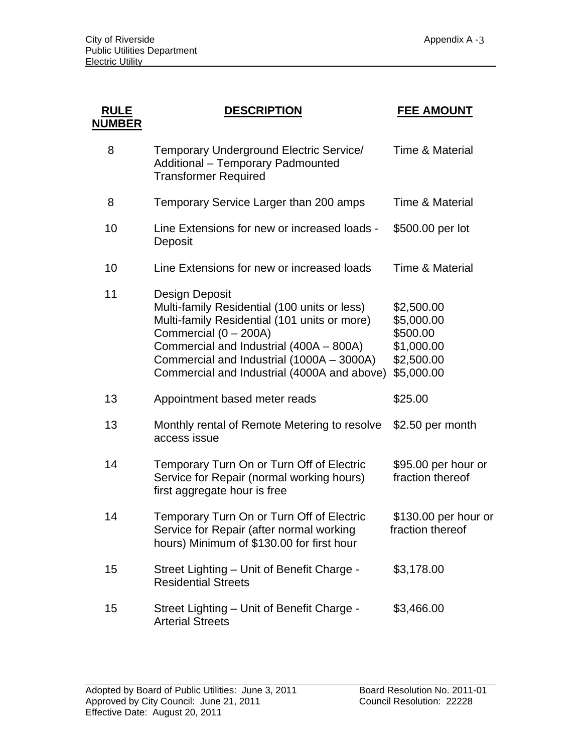| RULE NUMBER | DESCRIPTION | FEE AMOUNT |
|---|---|---|
| 8 | Temporary Underground Electric Service/ Additional – Temporary Padmounted Transformer Required | Time & Material |
| 8 | Temporary Service Larger than 200 amps | Time & Material |
| 10 | Line Extensions for new or increased loads - Deposit | $500.00 per lot |
| 10 | Line Extensions for new or increased loads | Time & Material |
| 11 | Design Deposit | |
| | Multi-family Residential (100 units or less) | $2,500.00 |
| | Multi-family Residential (101 units or more) | $5,000.00 |
| | Commercial (0 – 200A) | $500.00 |
| | Commercial and Industrial (400A – 800A) | $1,000.00 |
| | Commercial and Industrial (1000A – 3000A) | $2,500.00 |
| | Commercial and Industrial (4000A and above) | $5,000.00 |
| 13 | Appointment based meter reads | $25.00 |
| 13 | Monthly rental of Remote Metering to resolve access issue | $2.50 per month |
| 14 | Temporary Turn On or Turn Off of Electric Service for Repair (normal working hours) first aggregate hour is free | $95.00 per hour or fraction thereof |
| 14 | Temporary Turn On or Turn Off of Electric Service for Repair (after normal working hours) Minimum of $130.00 for first hour | $130.00 per hour or fraction thereof |
| 15 | Street Lighting – Unit of Benefit Charge - Residential Streets | $3,178.00 |
| 15 | Street Lighting – Unit of Benefit Charge - Arterial Streets | $3,466.00 |

Adopted by Board of Public Utilities: June 3, 2011 Board Resolution No. 2011-01
Approved by City Council: June 21, 2011 Council Resolution: 22228
Effective Date: August 20, 2011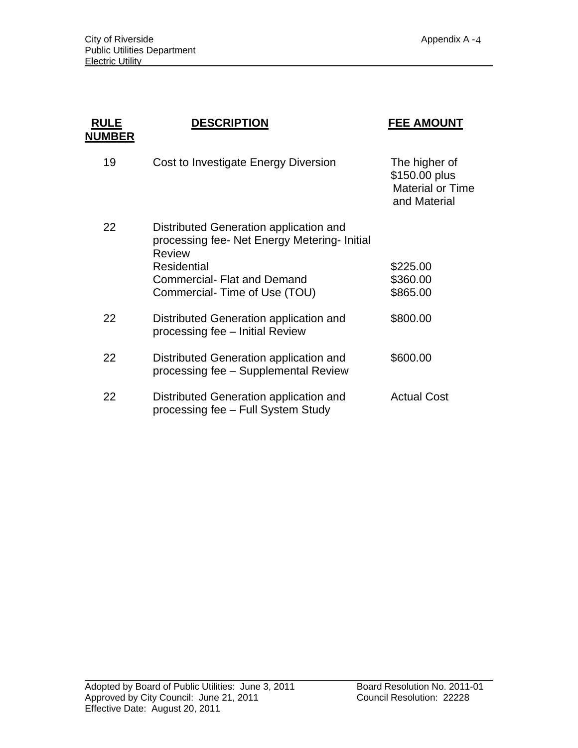| RULE NUMBER | DESCRIPTION | FEE AMOUNT |
| --- | --- | --- |
| 19 | Cost to Investigate Energy Diversion | The higher of $150.00 plus Material or Time and Material |
| 22 | Distributed Generation application and processing fee- Net Energy Metering- Initial Review | |
| | Residential | $225.00 |
| | Commercial- Flat and Demand | $360.00 |
| | Commercial- Time of Use (TOU) | $865.00 |
| 22 | Distributed Generation application and processing fee – Initial Review | $800.00 |
| 22 | Distributed Generation application and processing fee – Supplemental Review | $600.00 |
| 22 | Distributed Generation application and processing fee – Full System Study | Actual Cost |